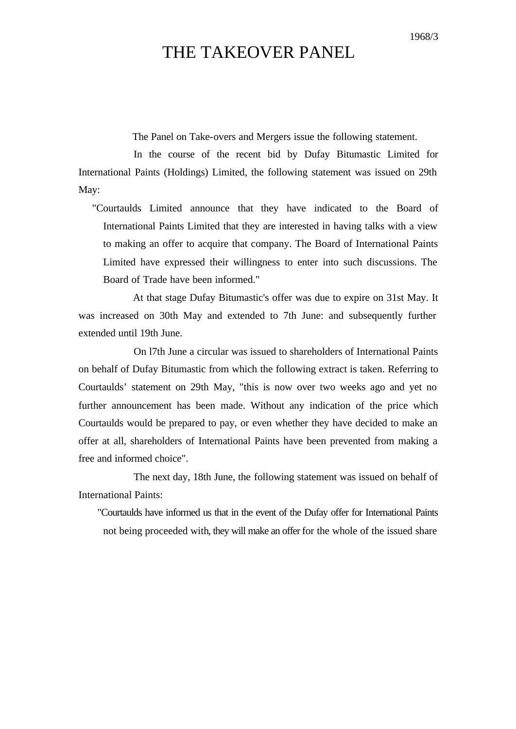1968/3

# THE TAKEOVER PANEL

The Panel on Take-overs and Mergers issue the following statement.

In the course of the recent bid by Dufay Bitumastic Limited for International Paints (Holdings) Limited, the following statement was issued on 29th May:

> "Courtaulds Limited announce that they have indicated to the Board of International Paints Limited that they are interested in having talks with a view to making an offer to acquire that company. The Board of International Paints Limited have expressed their willingness to enter into such discussions. The Board of Trade have been informed."

At that stage Dufay Bitumastic's offer was due to expire on 31st May. It was increased on 30th May and extended to 7th June: and subsequently further extended until 19th June.

On l7th June a circular was issued to shareholders of International Paints on behalf of Dufay Bitumastic from which the following extract is taken. Referring to Courtaulds' statement on 29th May, "this is now over two weeks ago and yet no further announcement has been made. Without any indication of the price which Courtaulds would be prepared to pay, or even whether they have decided to make an offer at all, shareholders of International Paints have been prevented from making a free and informed choice".

The next day, 18th June, the following statement was issued on behalf of International Paints:

> "Courtaulds have informed us that in the event of the Dufay offer for International Paints not being proceeded with, they will make an offer for the whole of the issued share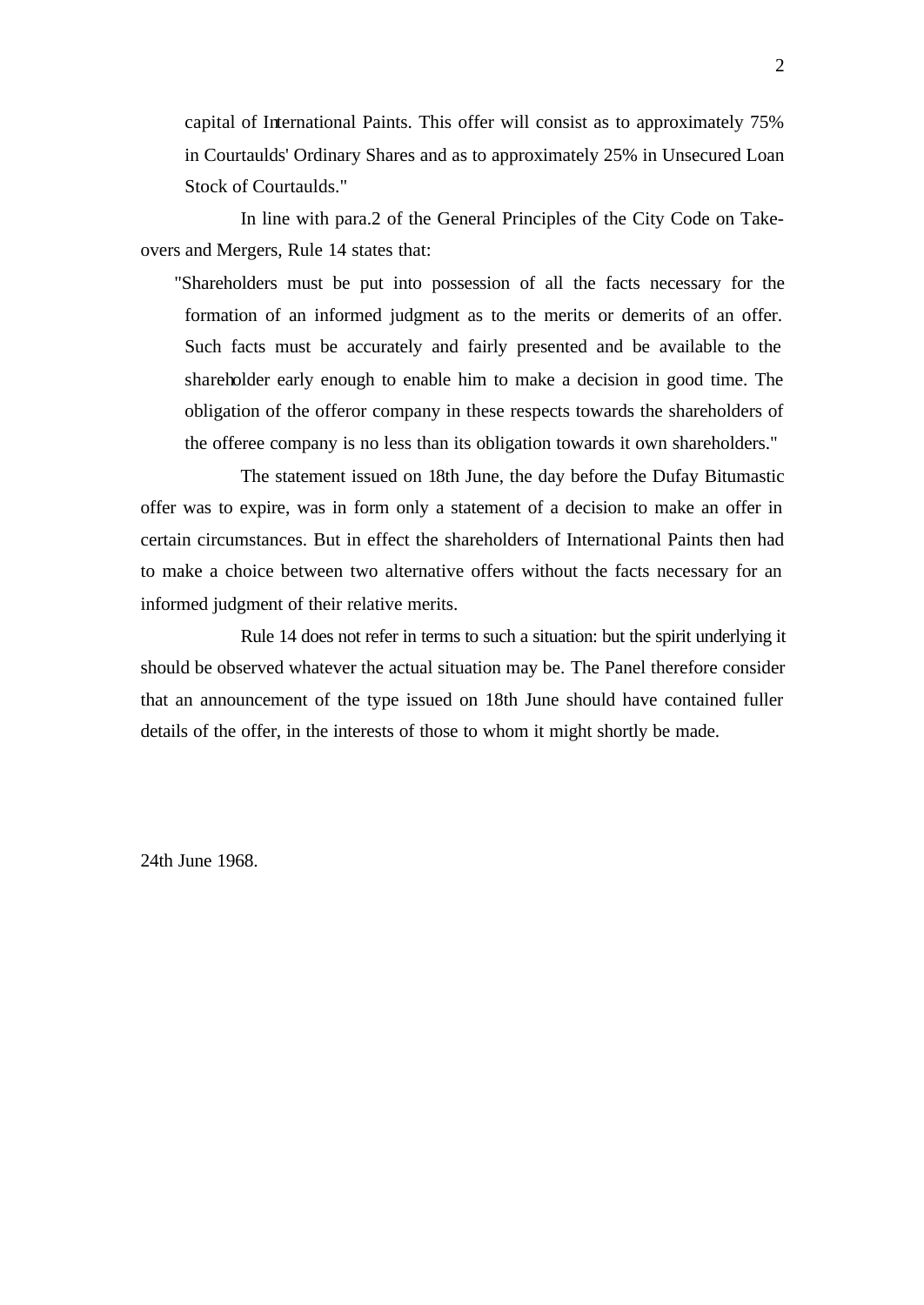capital of International Paints. This offer will consist as to approximately 75% in Courtaulds' Ordinary Shares and as to approximately 25% in Unsecured Loan Stock of Courtaulds."

In line with para.2 of the General Principles of the City Code on Take-overs and Mergers, Rule 14 states that:

"Shareholders must be put into possession of all the facts necessary for the formation of an informed judgment as to the merits or demerits of an offer. Such facts must be accurately and fairly presented and be available to the shareholder early enough to enable him to make a decision in good time. The obligation of the offeror company in these respects towards the shareholders of the offeree company is no less than its obligation towards it own shareholders."

The statement issued on 18th June, the day before the Dufay Bitumastic offer was to expire, was in form only a statement of a decision to make an offer in certain circumstances. But in effect the shareholders of International Paints then had to make a choice between two alternative offers without the facts necessary for an informed judgment of their relative merits.

Rule 14 does not refer in terms to such a situation: but the spirit underlying it should be observed whatever the actual situation may be. The Panel therefore consider that an announcement of the type issued on 18th June should have contained fuller details of the offer, in the interests of those to whom it might shortly be made.

24th June 1968.